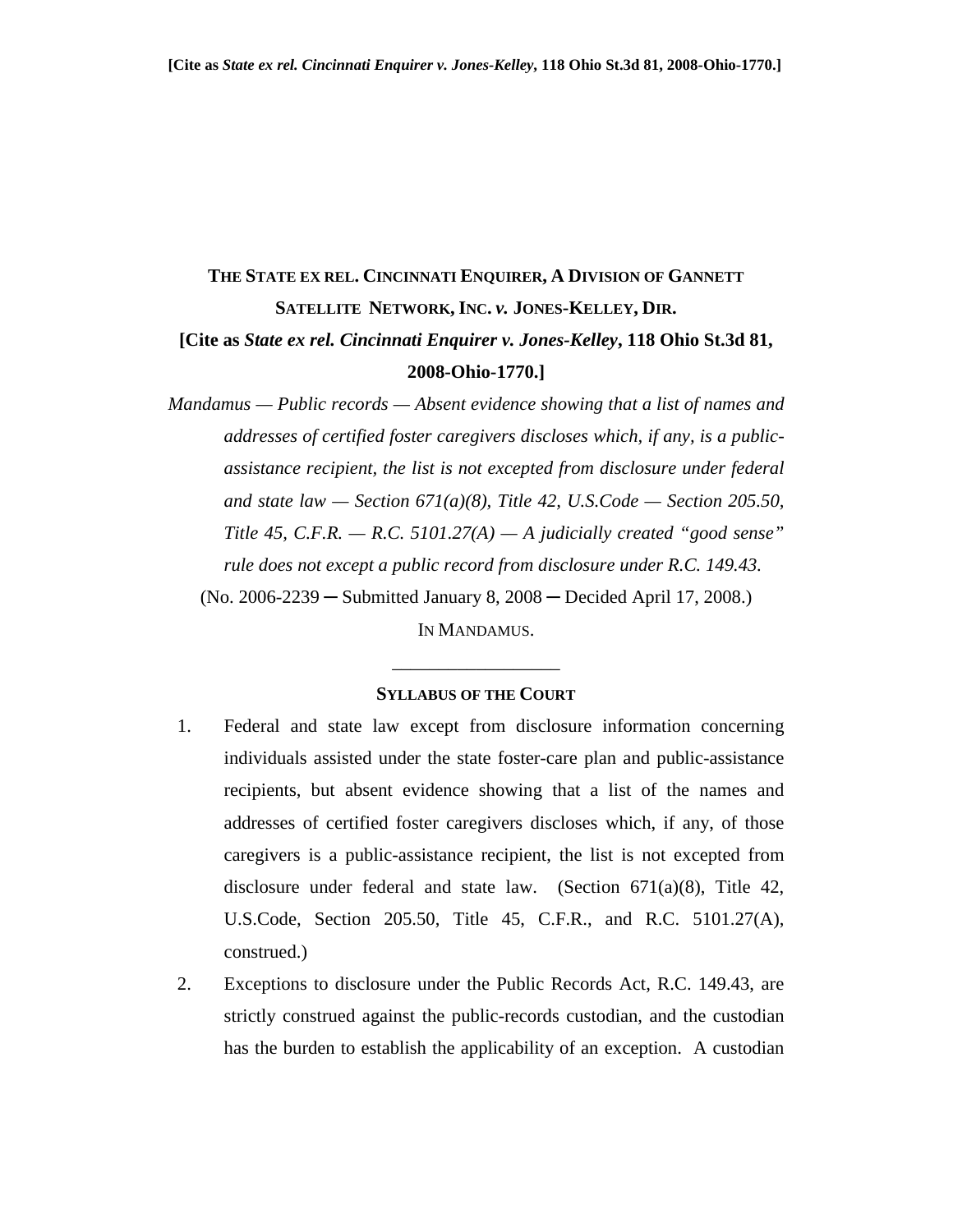# THE STATE EX REL. CINCINNATI ENQUIRER, A DIVISION OF GANNETT SATELLITE NETWORK, INC. *v.* JONES-KELLEY, DIR.

**[Cite as *State ex rel. Cincinnati Enquirer v. Jones-Kelley*, 118 Ohio St.3d 81, 2008-Ohio-1770.]**

*Mandamus — Public records — Absent evidence showing that a list of names and addresses of certified foster caregivers discloses which, if any, is a public-assistance recipient, the list is not excepted from disclosure under federal and state law — Section 671(a)(8), Title 42, U.S.Code — Section 205.50, Title 45, C.F.R. — R.C. 5101.27(A) — A judicially created "good sense" rule does not except a public record from disclosure under R.C. 149.43.*

(No. 2006-2239 ─ Submitted January 8, 2008 ─ Decided April 17, 2008.)

IN MANDAMUS.

---

**SYLLABUS OF THE COURT**

1. Federal and state law except from disclosure information concerning individuals assisted under the state foster-care plan and public-assistance recipients, but absent evidence showing that a list of the names and addresses of certified foster caregivers discloses which, if any, of those caregivers is a public-assistance recipient, the list is not excepted from disclosure under federal and state law. (Section 671(a)(8), Title 42, U.S.Code, Section 205.50, Title 45, C.F.R., and R.C. 5101.27(A), construed.)
2. Exceptions to disclosure under the Public Records Act, R.C. 149.43, are strictly construed against the public-records custodian, and the custodian has the burden to establish the applicability of an exception. A custodian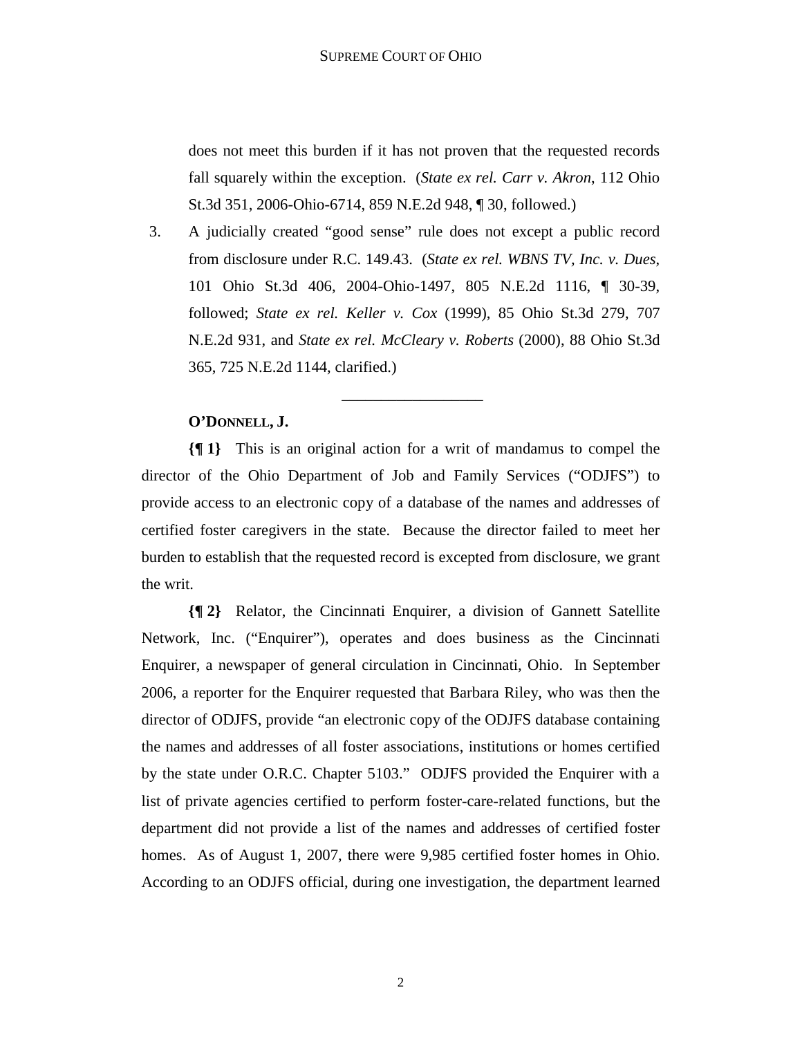does not meet this burden if it has not proven that the requested records fall squarely within the exception. (*State ex rel. Carr v. Akron*, 112 Ohio St.3d 351, 2006-Ohio-6714, 859 N.E.2d 948, ¶ 30, followed.)

3. A judicially created "good sense" rule does not except a public record from disclosure under R.C. 149.43. (*State ex rel. WBNS TV, Inc. v. Dues*, 101 Ohio St.3d 406, 2004-Ohio-1497, 805 N.E.2d 1116, ¶ 30-39, followed; *State ex rel. Keller v. Cox* (1999), 85 Ohio St.3d 279, 707 N.E.2d 931, and *State ex rel. McCleary v. Roberts* (2000), 88 Ohio St.3d 365, 725 N.E.2d 1144, clarified.)

---

**O'DONNELL, J.**

**{¶ 1}** This is an original action for a writ of mandamus to compel the director of the Ohio Department of Job and Family Services ("ODJFS") to provide access to an electronic copy of a database of the names and addresses of certified foster caregivers in the state. Because the director failed to meet her burden to establish that the requested record is excepted from disclosure, we grant the writ.

**{¶ 2}** Relator, the Cincinnati Enquirer, a division of Gannett Satellite Network, Inc. ("Enquirer"), operates and does business as the Cincinnati Enquirer, a newspaper of general circulation in Cincinnati, Ohio. In September 2006, a reporter for the Enquirer requested that Barbara Riley, who was then the director of ODJFS, provide "an electronic copy of the ODJFS database containing the names and addresses of all foster associations, institutions or homes certified by the state under O.R.C. Chapter 5103." ODJFS provided the Enquirer with a list of private agencies certified to perform foster-care-related functions, but the department did not provide a list of the names and addresses of certified foster homes. As of August 1, 2007, there were 9,985 certified foster homes in Ohio. According to an ODJFS official, during one investigation, the department learned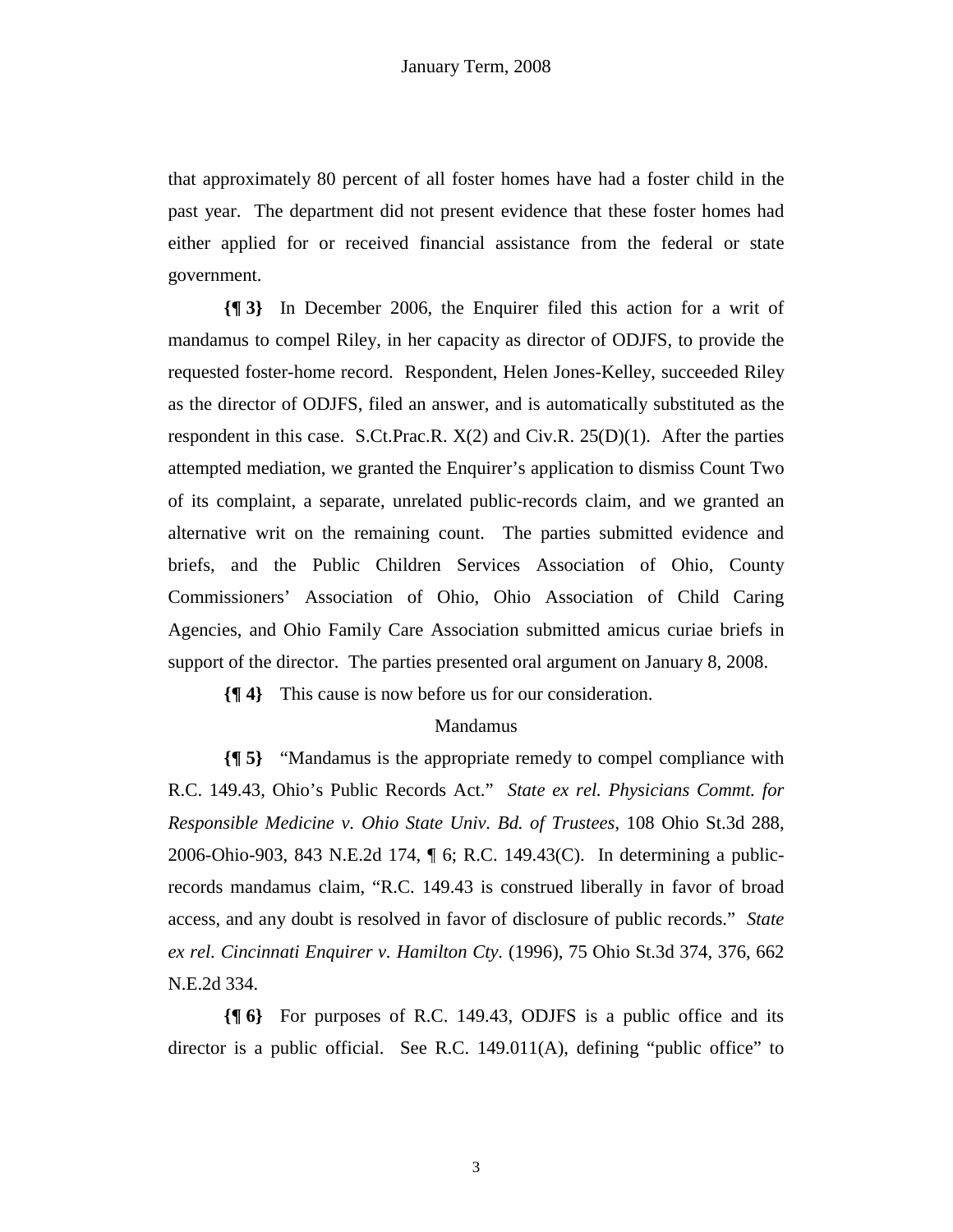that approximately 80 percent of all foster homes have had a foster child in the past year. The department did not present evidence that these foster homes had either applied for or received financial assistance from the federal or state government.

**{¶ 3}** In December 2006, the Enquirer filed this action for a writ of mandamus to compel Riley, in her capacity as director of ODJFS, to provide the requested foster-home record. Respondent, Helen Jones-Kelley, succeeded Riley as the director of ODJFS, filed an answer, and is automatically substituted as the respondent in this case. S.Ct.Prac.R. X(2) and Civ.R. 25(D)(1). After the parties attempted mediation, we granted the Enquirer's application to dismiss Count Two of its complaint, a separate, unrelated public-records claim, and we granted an alternative writ on the remaining count. The parties submitted evidence and briefs, and the Public Children Services Association of Ohio, County Commissioners' Association of Ohio, Ohio Association of Child Caring Agencies, and Ohio Family Care Association submitted amicus curiae briefs in support of the director. The parties presented oral argument on January 8, 2008.

**{¶ 4}** This cause is now before us for our consideration.

## Mandamus

**{¶ 5}** "Mandamus is the appropriate remedy to compel compliance with R.C. 149.43, Ohio's Public Records Act." *State ex rel. Physicians Commt. for Responsible Medicine v. Ohio State Univ. Bd. of Trustees*, 108 Ohio St.3d 288, 2006-Ohio-903, 843 N.E.2d 174, ¶ 6; R.C. 149.43(C). In determining a public-records mandamus claim, "R.C. 149.43 is construed liberally in favor of broad access, and any doubt is resolved in favor of disclosure of public records." *State ex rel. Cincinnati Enquirer v. Hamilton Cty.* (1996), 75 Ohio St.3d 374, 376, 662 N.E.2d 334.

**{¶ 6}** For purposes of R.C. 149.43, ODJFS is a public office and its director is a public official. See R.C. 149.011(A), defining "public office" to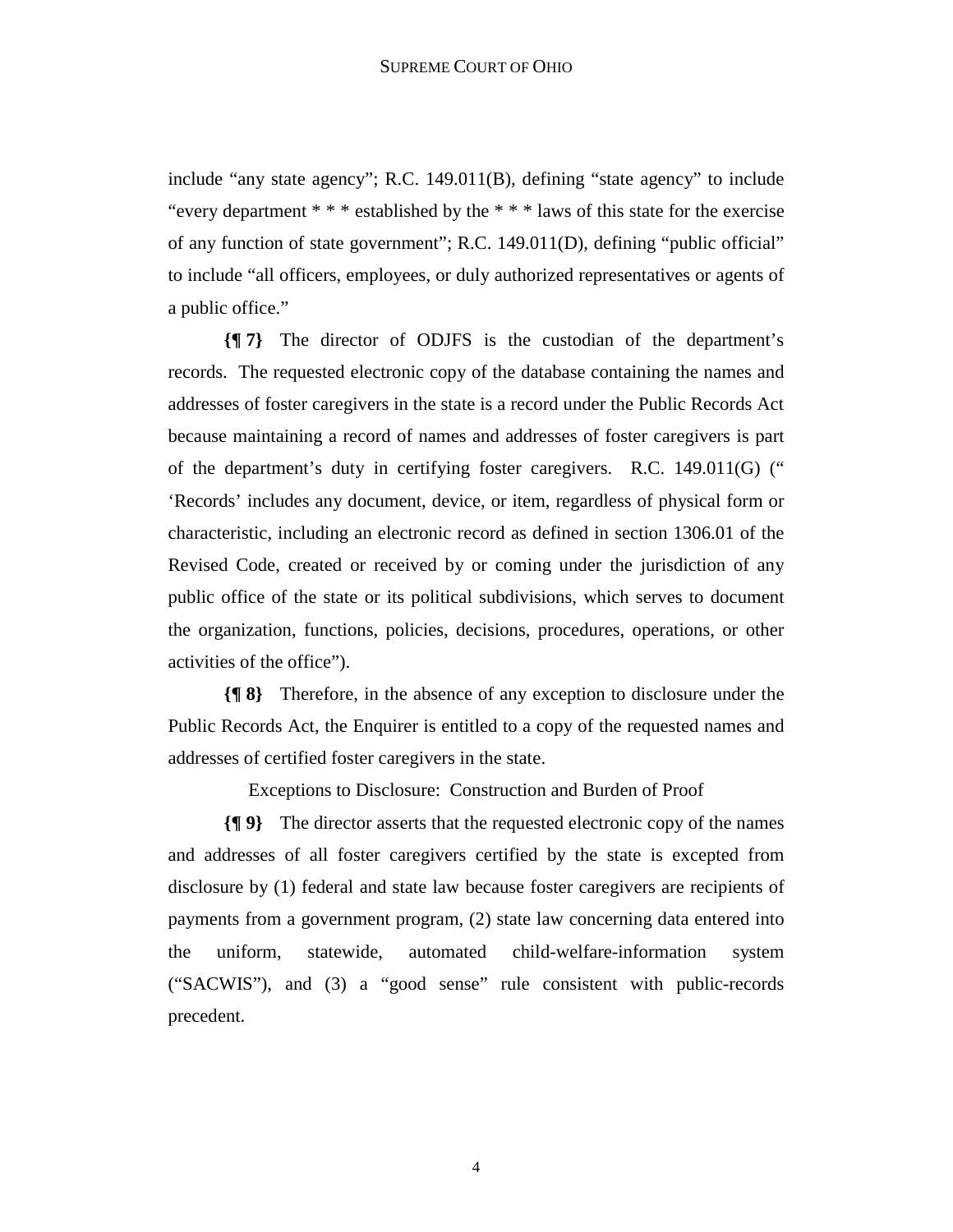include "any state agency"; R.C. 149.011(B), defining "state agency" to include "every department * * * established by the * * * laws of this state for the exercise of any function of state government"; R.C. 149.011(D), defining "public official" to include "all officers, employees, or duly authorized representatives or agents of a public office."

**{¶ 7}** The director of ODJFS is the custodian of the department's records. The requested electronic copy of the database containing the names and addresses of foster caregivers in the state is a record under the Public Records Act because maintaining a record of names and addresses of foster caregivers is part of the department's duty in certifying foster caregivers. R.C. 149.011(G) (" 'Records' includes any document, device, or item, regardless of physical form or characteristic, including an electronic record as defined in section 1306.01 of the Revised Code, created or received by or coming under the jurisdiction of any public office of the state or its political subdivisions, which serves to document the organization, functions, policies, decisions, procedures, operations, or other activities of the office").

**{¶ 8}** Therefore, in the absence of any exception to disclosure under the Public Records Act, the Enquirer is entitled to a copy of the requested names and addresses of certified foster caregivers in the state.

Exceptions to Disclosure: Construction and Burden of Proof

**{¶ 9}** The director asserts that the requested electronic copy of the names and addresses of all foster caregivers certified by the state is excepted from disclosure by (1) federal and state law because foster caregivers are recipients of payments from a government program, (2) state law concerning data entered into the uniform, statewide, automated child-welfare-information system ("SACWIS"), and (3) a "good sense" rule consistent with public-records precedent.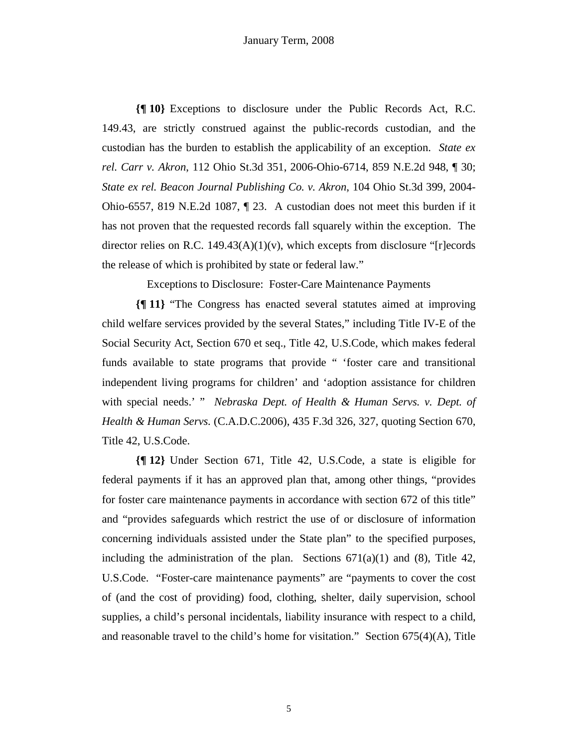**{¶ 10}** Exceptions to disclosure under the Public Records Act, R.C. 149.43, are strictly construed against the public-records custodian, and the custodian has the burden to establish the applicability of an exception. *State ex rel. Carr v. Akron*, 112 Ohio St.3d 351, 2006-Ohio-6714, 859 N.E.2d 948, ¶ 30; *State ex rel. Beacon Journal Publishing Co. v. Akron*, 104 Ohio St.3d 399, 2004-Ohio-6557, 819 N.E.2d 1087, ¶ 23. A custodian does not meet this burden if it has not proven that the requested records fall squarely within the exception. The director relies on R.C. 149.43(A)(1)(v), which excepts from disclosure "[r]ecords the release of which is prohibited by state or federal law."

Exceptions to Disclosure: Foster-Care Maintenance Payments

**{¶ 11}** "The Congress has enacted several statutes aimed at improving child welfare services provided by the several States," including Title IV-E of the Social Security Act, Section 670 et seq., Title 42, U.S.Code, which makes federal funds available to state programs that provide " 'foster care and transitional independent living programs for children' and 'adoption assistance for children with special needs.' " *Nebraska Dept. of Health & Human Servs. v. Dept. of Health & Human Servs.* (C.A.D.C.2006), 435 F.3d 326, 327, quoting Section 670, Title 42, U.S.Code.

**{¶ 12}** Under Section 671, Title 42, U.S.Code, a state is eligible for federal payments if it has an approved plan that, among other things, "provides for foster care maintenance payments in accordance with section 672 of this title" and "provides safeguards which restrict the use of or disclosure of information concerning individuals assisted under the State plan" to the specified purposes, including the administration of the plan. Sections 671(a)(1) and (8), Title 42, U.S.Code. "Foster-care maintenance payments" are "payments to cover the cost of (and the cost of providing) food, clothing, shelter, daily supervision, school supplies, a child's personal incidentals, liability insurance with respect to a child, and reasonable travel to the child's home for visitation." Section 675(4)(A), Title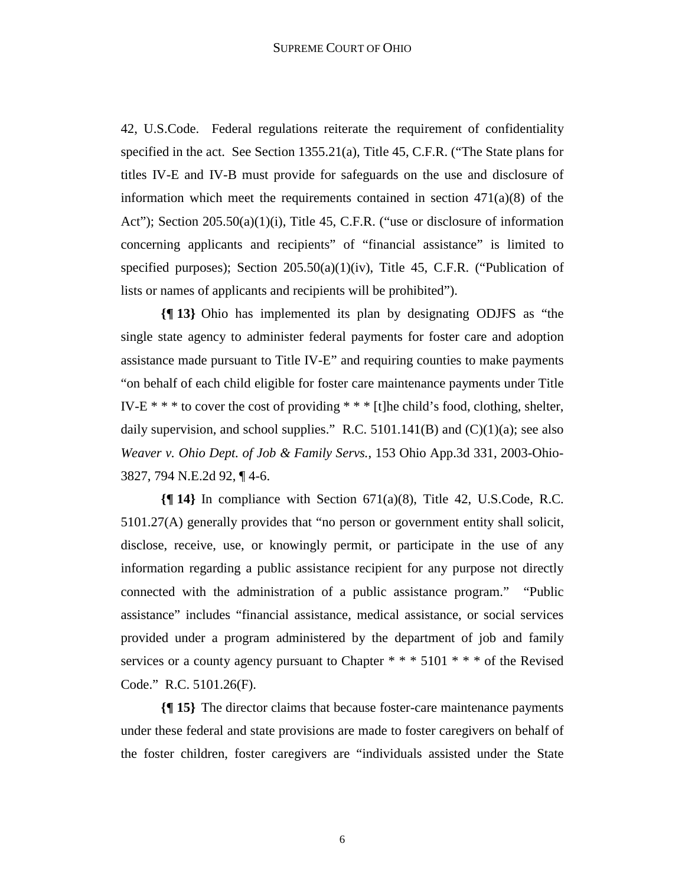42, U.S.Code. Federal regulations reiterate the requirement of confidentiality specified in the act. See Section 1355.21(a), Title 45, C.F.R. ("The State plans for titles IV-E and IV-B must provide for safeguards on the use and disclosure of information which meet the requirements contained in section 471(a)(8) of the Act"); Section 205.50(a)(1)(i), Title 45, C.F.R. ("use or disclosure of information concerning applicants and recipients" of "financial assistance" is limited to specified purposes); Section 205.50(a)(1)(iv), Title 45, C.F.R. ("Publication of lists or names of applicants and recipients will be prohibited").

**{¶ 13}** Ohio has implemented its plan by designating ODJFS as "the single state agency to administer federal payments for foster care and adoption assistance made pursuant to Title IV-E" and requiring counties to make payments "on behalf of each child eligible for foster care maintenance payments under Title IV-E * * * to cover the cost of providing * * * [t]he child's food, clothing, shelter, daily supervision, and school supplies." R.C. 5101.141(B) and (C)(1)(a); see also *Weaver v. Ohio Dept. of Job & Family Servs.*, 153 Ohio App.3d 331, 2003-Ohio-3827, 794 N.E.2d 92, ¶ 4-6.

**{¶ 14}** In compliance with Section 671(a)(8), Title 42, U.S.Code, R.C. 5101.27(A) generally provides that "no person or government entity shall solicit, disclose, receive, use, or knowingly permit, or participate in the use of any information regarding a public assistance recipient for any purpose not directly connected with the administration of a public assistance program." "Public assistance" includes "financial assistance, medical assistance, or social services provided under a program administered by the department of job and family services or a county agency pursuant to Chapter * * * 5101 * * * of the Revised Code." R.C. 5101.26(F).

**{¶ 15}** The director claims that because foster-care maintenance payments under these federal and state provisions are made to foster caregivers on behalf of the foster children, foster caregivers are "individuals assisted under the State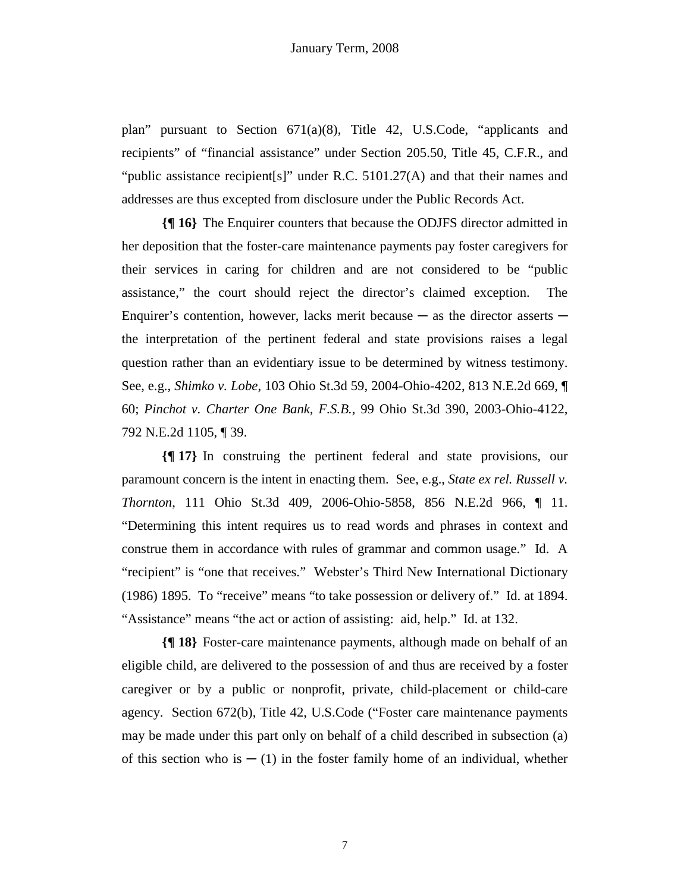plan" pursuant to Section 671(a)(8), Title 42, U.S.Code, "applicants and recipients" of "financial assistance" under Section 205.50, Title 45, C.F.R., and "public assistance recipient[s]" under R.C. 5101.27(A) and that their names and addresses are thus excepted from disclosure under the Public Records Act.

**{¶ 16}** The Enquirer counters that because the ODJFS director admitted in her deposition that the foster-care maintenance payments pay foster caregivers for their services in caring for children and are not considered to be "public assistance," the court should reject the director's claimed exception. The Enquirer's contention, however, lacks merit because — as the director asserts — the interpretation of the pertinent federal and state provisions raises a legal question rather than an evidentiary issue to be determined by witness testimony. See, e.g., *Shimko v. Lobe*, 103 Ohio St.3d 59, 2004-Ohio-4202, 813 N.E.2d 669, ¶ 60; *Pinchot v. Charter One Bank, F.S.B.*, 99 Ohio St.3d 390, 2003-Ohio-4122, 792 N.E.2d 1105, ¶ 39.

**{¶ 17}** In construing the pertinent federal and state provisions, our paramount concern is the intent in enacting them. See, e.g., *State ex rel. Russell v. Thornton*, 111 Ohio St.3d 409, 2006-Ohio-5858, 856 N.E.2d 966, ¶ 11. "Determining this intent requires us to read words and phrases in context and construe them in accordance with rules of grammar and common usage." Id. A "recipient" is "one that receives." Webster's Third New International Dictionary (1986) 1895. To "receive" means "to take possession or delivery of." Id. at 1894. "Assistance" means "the act or action of assisting: aid, help." Id. at 132.

**{¶ 18}** Foster-care maintenance payments, although made on behalf of an eligible child, are delivered to the possession of and thus are received by a foster caregiver or by a public or nonprofit, private, child-placement or child-care agency. Section 672(b), Title 42, U.S.Code ("Foster care maintenance payments may be made under this part only on behalf of a child described in subsection (a) of this section who is — (1) in the foster family home of an individual, whether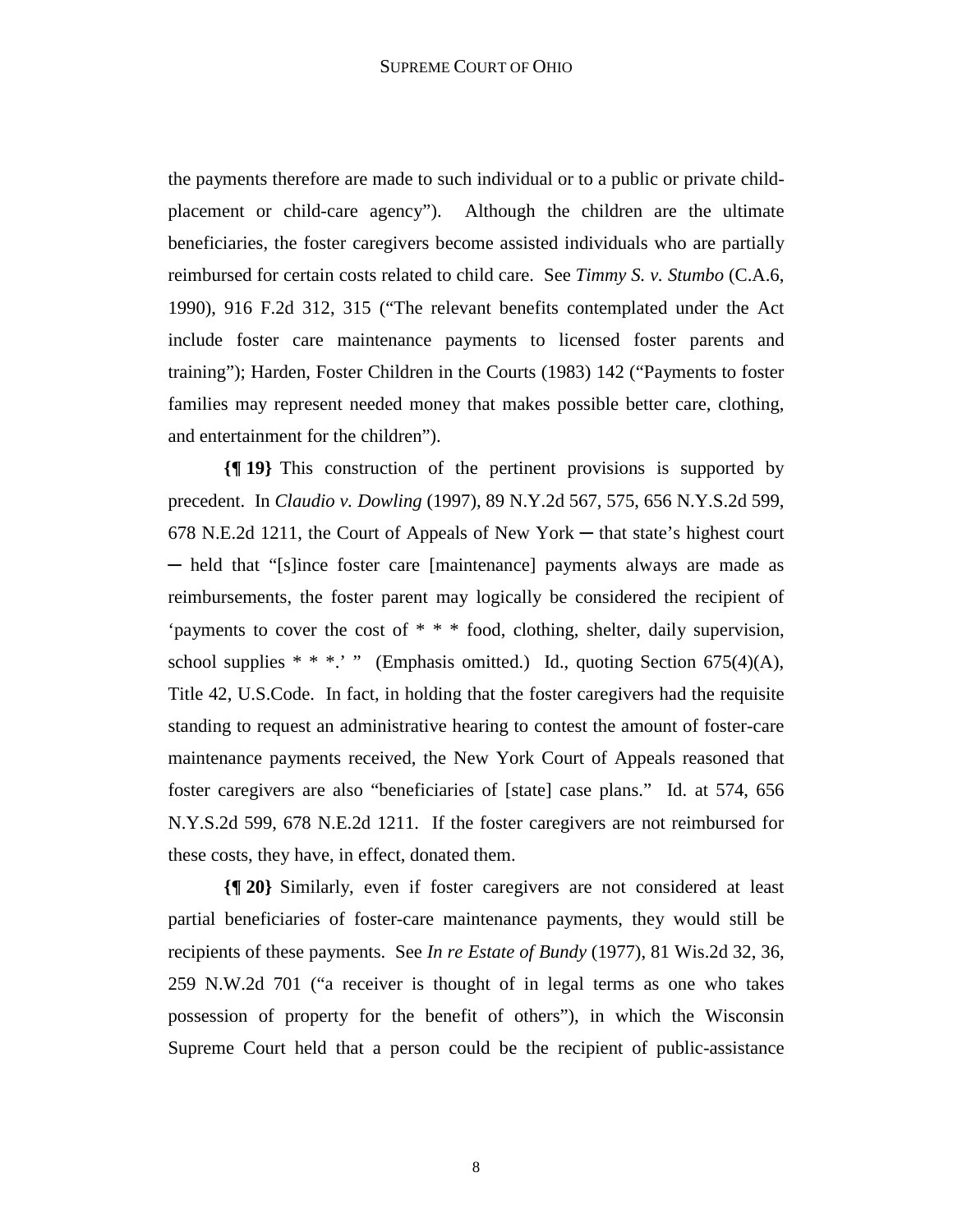the payments therefore are made to such individual or to a public or private child-placement or child-care agency"). Although the children are the ultimate beneficiaries, the foster caregivers become assisted individuals who are partially reimbursed for certain costs related to child care. See *Timmy S. v. Stumbo* (C.A.6, 1990), 916 F.2d 312, 315 ("The relevant benefits contemplated under the Act include foster care maintenance payments to licensed foster parents and training"); Harden, Foster Children in the Courts (1983) 142 ("Payments to foster families may represent needed money that makes possible better care, clothing, and entertainment for the children").

**{¶ 19}** This construction of the pertinent provisions is supported by precedent. In *Claudio v. Dowling* (1997), 89 N.Y.2d 567, 575, 656 N.Y.S.2d 599, 678 N.E.2d 1211, the Court of Appeals of New York ─ that state's highest court ─ held that "[s]ince foster care [maintenance] payments always are made as reimbursements, the foster parent may logically be considered the recipient of 'payments to cover the cost of * * * food, clothing, shelter, daily supervision, school supplies * * *.' " (Emphasis omitted.) Id., quoting Section 675(4)(A), Title 42, U.S.Code. In fact, in holding that the foster caregivers had the requisite standing to request an administrative hearing to contest the amount of foster-care maintenance payments received, the New York Court of Appeals reasoned that foster caregivers are also "beneficiaries of [state] case plans." Id. at 574, 656 N.Y.S.2d 599, 678 N.E.2d 1211. If the foster caregivers are not reimbursed for these costs, they have, in effect, donated them.

**{¶ 20}** Similarly, even if foster caregivers are not considered at least partial beneficiaries of foster-care maintenance payments, they would still be recipients of these payments. See *In re Estate of Bundy* (1977), 81 Wis.2d 32, 36, 259 N.W.2d 701 ("a receiver is thought of in legal terms as one who takes possession of property for the benefit of others"), in which the Wisconsin Supreme Court held that a person could be the recipient of public-assistance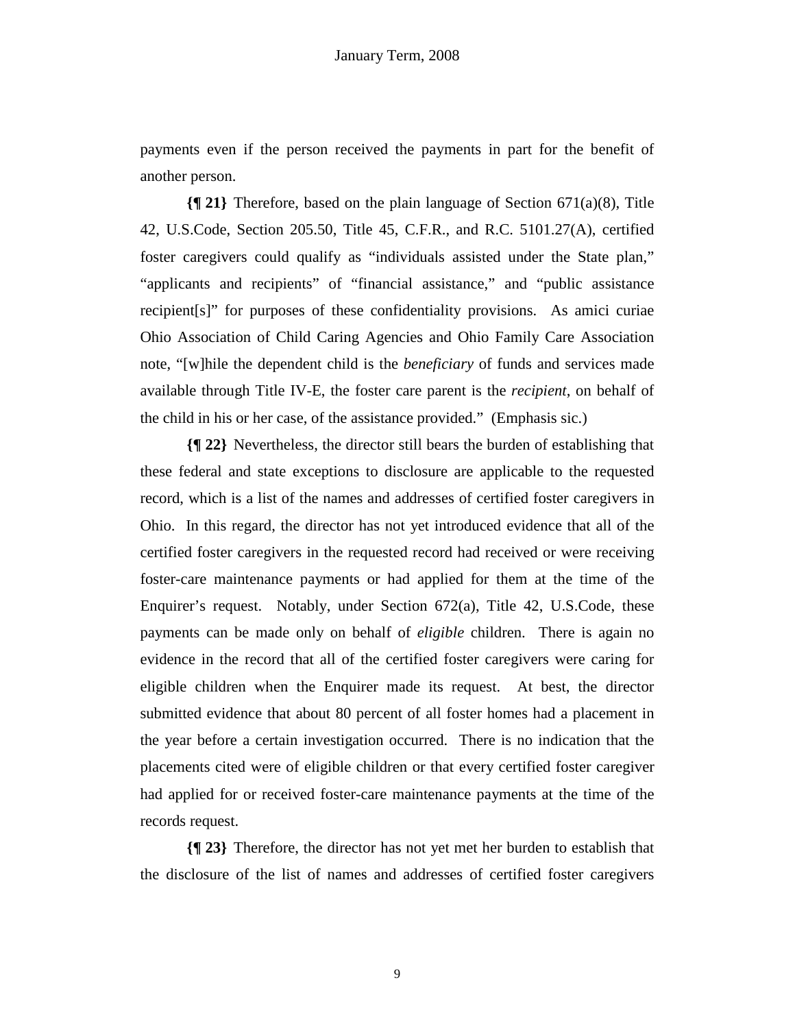payments even if the person received the payments in part for the benefit of another person.

**{¶ 21}** Therefore, based on the plain language of Section 671(a)(8), Title 42, U.S.Code, Section 205.50, Title 45, C.F.R., and R.C. 5101.27(A), certified foster caregivers could qualify as "individuals assisted under the State plan," "applicants and recipients" of "financial assistance," and "public assistance recipient[s]" for purposes of these confidentiality provisions. As amici curiae Ohio Association of Child Caring Agencies and Ohio Family Care Association note, "[w]hile the dependent child is the *beneficiary* of funds and services made available through Title IV-E, the foster care parent is the *recipient*, on behalf of the child in his or her case, of the assistance provided." (Emphasis sic.)

**{¶ 22}** Nevertheless, the director still bears the burden of establishing that these federal and state exceptions to disclosure are applicable to the requested record, which is a list of the names and addresses of certified foster caregivers in Ohio. In this regard, the director has not yet introduced evidence that all of the certified foster caregivers in the requested record had received or were receiving foster-care maintenance payments or had applied for them at the time of the Enquirer's request. Notably, under Section 672(a), Title 42, U.S.Code, these payments can be made only on behalf of *eligible* children. There is again no evidence in the record that all of the certified foster caregivers were caring for eligible children when the Enquirer made its request. At best, the director submitted evidence that about 80 percent of all foster homes had a placement in the year before a certain investigation occurred. There is no indication that the placements cited were of eligible children or that every certified foster caregiver had applied for or received foster-care maintenance payments at the time of the records request.

**{¶ 23}** Therefore, the director has not yet met her burden to establish that the disclosure of the list of names and addresses of certified foster caregivers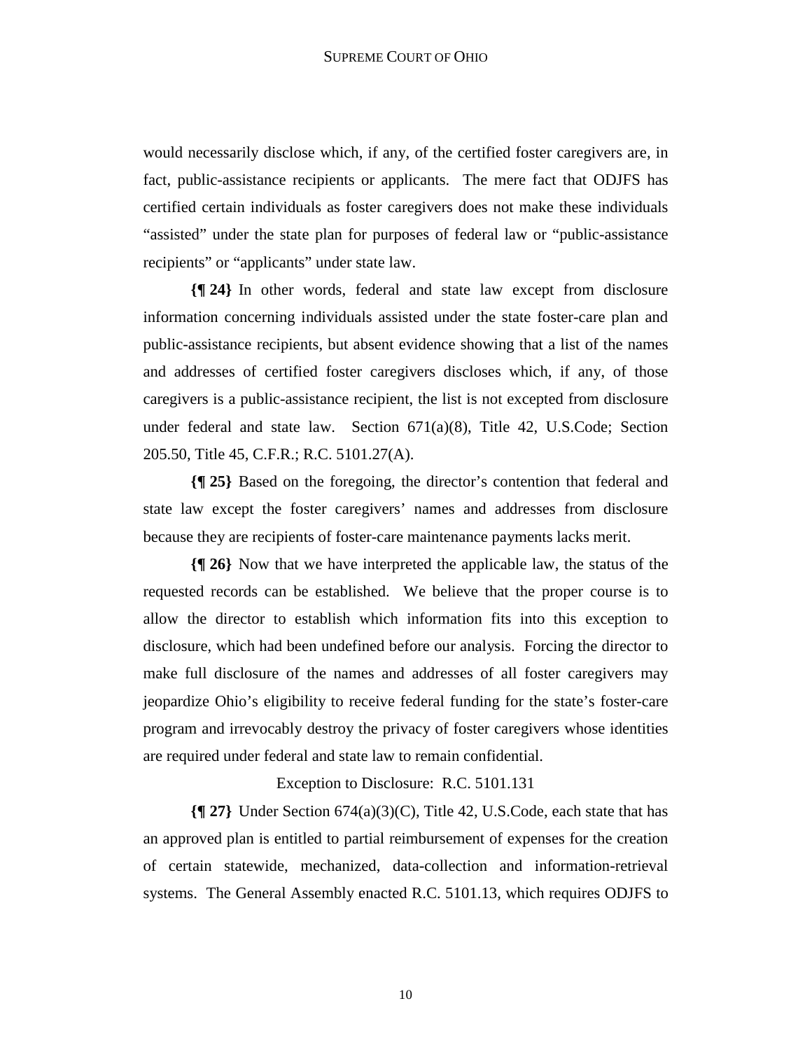would necessarily disclose which, if any, of the certified foster caregivers are, in fact, public-assistance recipients or applicants. The mere fact that ODJFS has certified certain individuals as foster caregivers does not make these individuals "assisted" under the state plan for purposes of federal law or "public-assistance recipients" or "applicants" under state law.

**{¶ 24}** In other words, federal and state law except from disclosure information concerning individuals assisted under the state foster-care plan and public-assistance recipients, but absent evidence showing that a list of the names and addresses of certified foster caregivers discloses which, if any, of those caregivers is a public-assistance recipient, the list is not excepted from disclosure under federal and state law. Section 671(a)(8), Title 42, U.S.Code; Section 205.50, Title 45, C.F.R.; R.C. 5101.27(A).

**{¶ 25}** Based on the foregoing, the director's contention that federal and state law except the foster caregivers' names and addresses from disclosure because they are recipients of foster-care maintenance payments lacks merit.

**{¶ 26}** Now that we have interpreted the applicable law, the status of the requested records can be established. We believe that the proper course is to allow the director to establish which information fits into this exception to disclosure, which had been undefined before our analysis. Forcing the director to make full disclosure of the names and addresses of all foster caregivers may jeopardize Ohio's eligibility to receive federal funding for the state's foster-care program and irrevocably destroy the privacy of foster caregivers whose identities are required under federal and state law to remain confidential.

Exception to Disclosure: R.C. 5101.131

**{¶ 27}** Under Section 674(a)(3)(C), Title 42, U.S.Code, each state that has an approved plan is entitled to partial reimbursement of expenses for the creation of certain statewide, mechanized, data-collection and information-retrieval systems. The General Assembly enacted R.C. 5101.13, which requires ODJFS to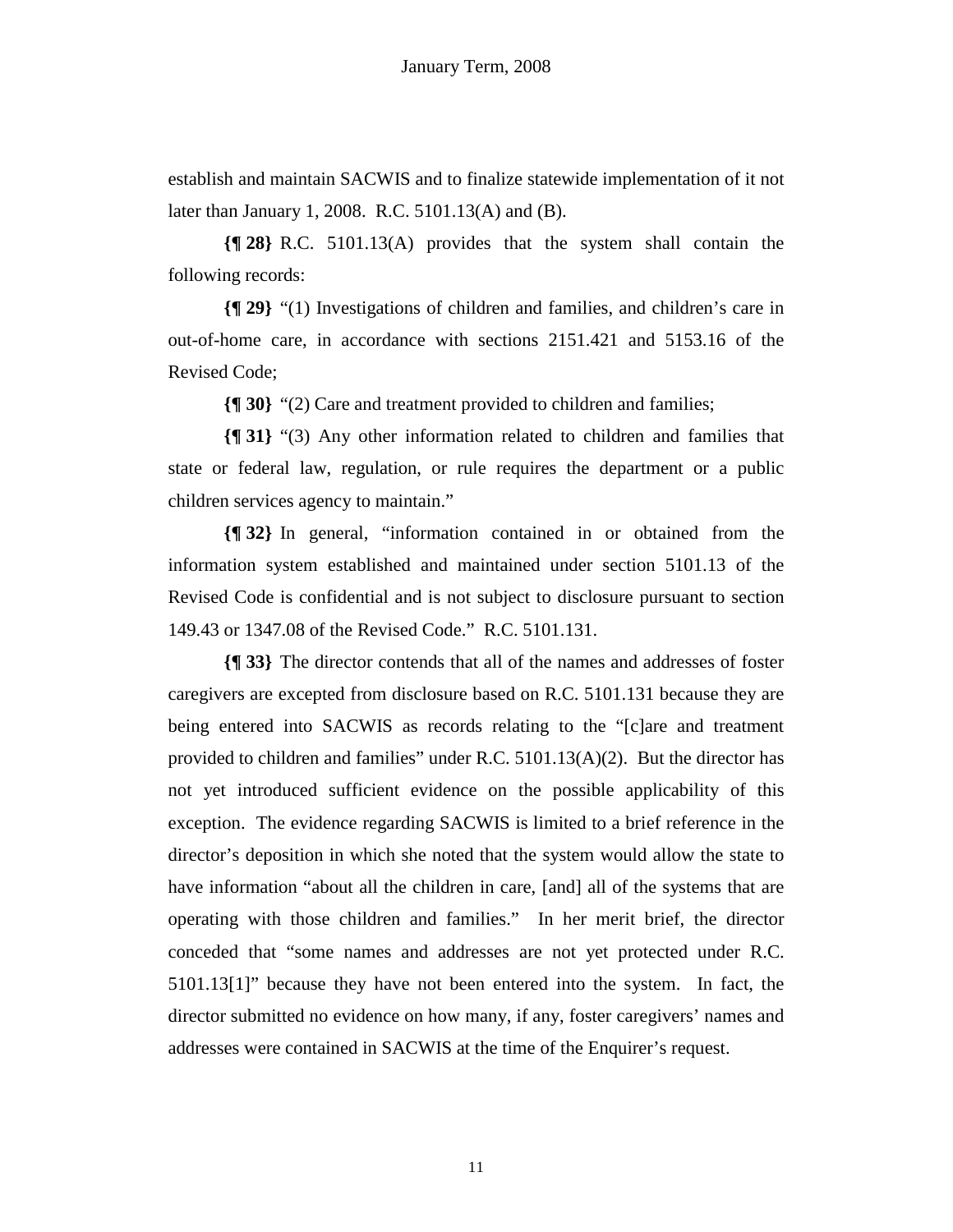establish and maintain SACWIS and to finalize statewide implementation of it not later than January 1, 2008. R.C. 5101.13(A) and (B).

**{¶ 28}** R.C. 5101.13(A) provides that the system shall contain the following records:

**{¶ 29}** "(1) Investigations of children and families, and children's care in out-of-home care, in accordance with sections 2151.421 and 5153.16 of the Revised Code;

**{¶ 30}** "(2) Care and treatment provided to children and families;

**{¶ 31}** "(3) Any other information related to children and families that state or federal law, regulation, or rule requires the department or a public children services agency to maintain."

**{¶ 32}** In general, "information contained in or obtained from the information system established and maintained under section 5101.13 of the Revised Code is confidential and is not subject to disclosure pursuant to section 149.43 or 1347.08 of the Revised Code." R.C. 5101.131.

**{¶ 33}** The director contends that all of the names and addresses of foster caregivers are excepted from disclosure based on R.C. 5101.131 because they are being entered into SACWIS as records relating to the "[c]are and treatment provided to children and families" under R.C. 5101.13(A)(2). But the director has not yet introduced sufficient evidence on the possible applicability of this exception. The evidence regarding SACWIS is limited to a brief reference in the director's deposition in which she noted that the system would allow the state to have information "about all the children in care, [and] all of the systems that are operating with those children and families." In her merit brief, the director conceded that "some names and addresses are not yet protected under R.C. 5101.13[1]" because they have not been entered into the system. In fact, the director submitted no evidence on how many, if any, foster caregivers' names and addresses were contained in SACWIS at the time of the Enquirer's request.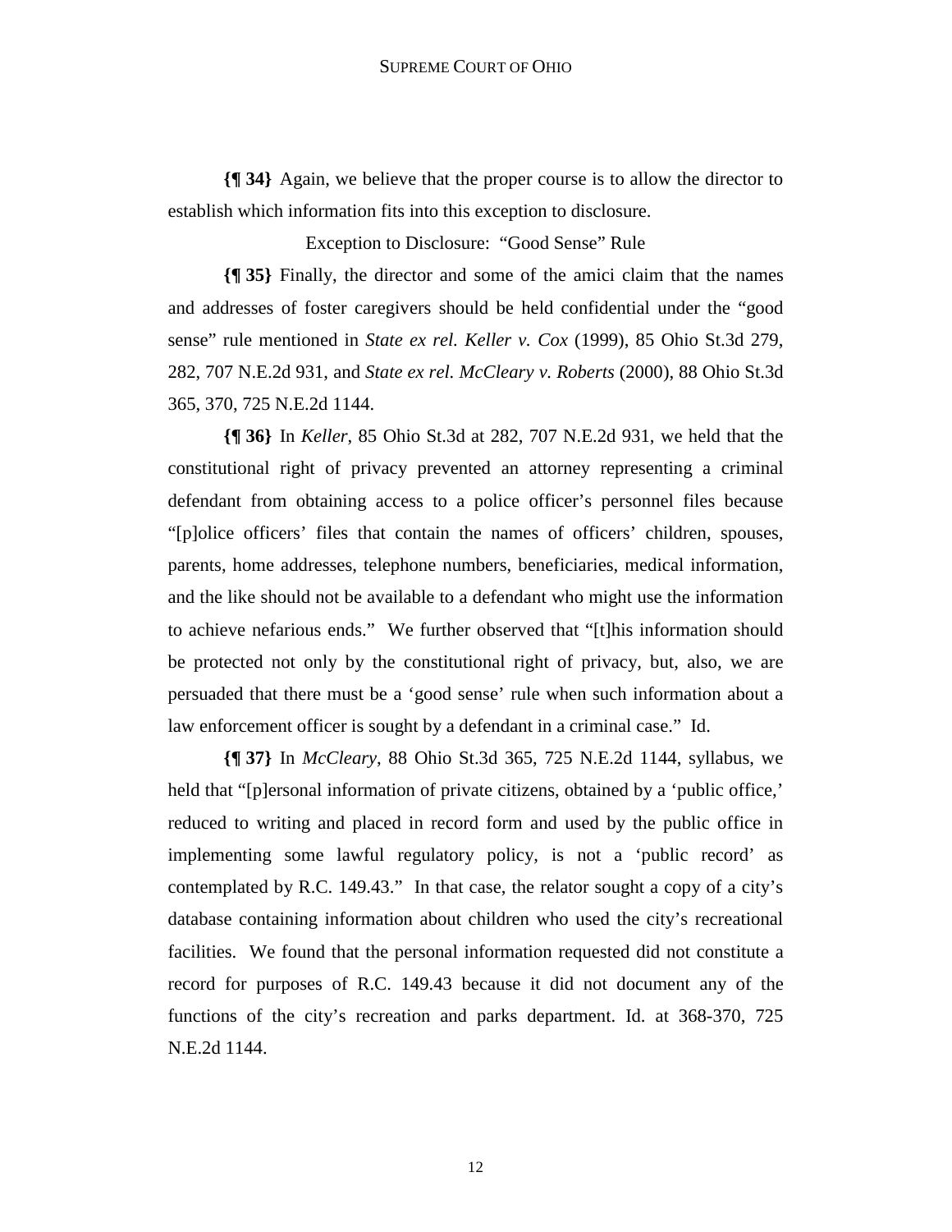**{¶ 34}** Again, we believe that the proper course is to allow the director to establish which information fits into this exception to disclosure.

Exception to Disclosure: "Good Sense" Rule

**{¶ 35}** Finally, the director and some of the amici claim that the names and addresses of foster caregivers should be held confidential under the "good sense" rule mentioned in *State ex rel. Keller v. Cox* (1999), 85 Ohio St.3d 279, 282, 707 N.E.2d 931, and *State ex rel. McCleary v. Roberts* (2000), 88 Ohio St.3d 365, 370, 725 N.E.2d 1144.

**{¶ 36}** In *Keller*, 85 Ohio St.3d at 282, 707 N.E.2d 931, we held that the constitutional right of privacy prevented an attorney representing a criminal defendant from obtaining access to a police officer's personnel files because "[p]olice officers' files that contain the names of officers' children, spouses, parents, home addresses, telephone numbers, beneficiaries, medical information, and the like should not be available to a defendant who might use the information to achieve nefarious ends." We further observed that "[t]his information should be protected not only by the constitutional right of privacy, but, also, we are persuaded that there must be a 'good sense' rule when such information about a law enforcement officer is sought by a defendant in a criminal case." Id.

**{¶ 37}** In *McCleary*, 88 Ohio St.3d 365, 725 N.E.2d 1144, syllabus, we held that "[p]ersonal information of private citizens, obtained by a 'public office,' reduced to writing and placed in record form and used by the public office in implementing some lawful regulatory policy, is not a 'public record' as contemplated by R.C. 149.43." In that case, the relator sought a copy of a city's database containing information about children who used the city's recreational facilities. We found that the personal information requested did not constitute a record for purposes of R.C. 149.43 because it did not document any of the functions of the city's recreation and parks department. Id. at 368-370, 725 N.E.2d 1144.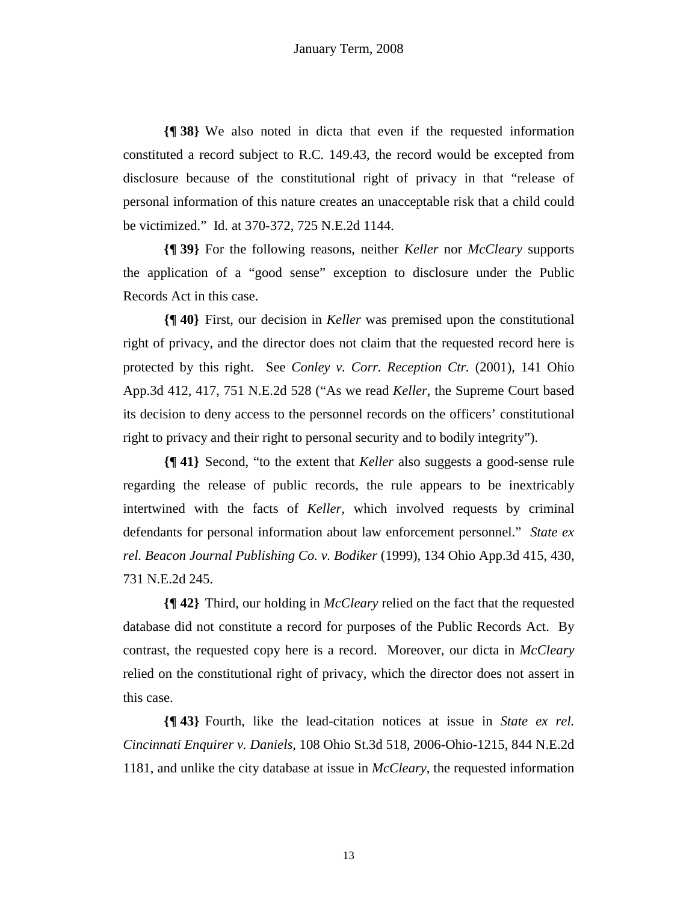**{¶ 38}** We also noted in dicta that even if the requested information constituted a record subject to R.C. 149.43, the record would be excepted from disclosure because of the constitutional right of privacy in that "release of personal information of this nature creates an unacceptable risk that a child could be victimized." Id. at 370-372, 725 N.E.2d 1144.

**{¶ 39}** For the following reasons, neither *Keller* nor *McCleary* supports the application of a "good sense" exception to disclosure under the Public Records Act in this case.

**{¶ 40}** First, our decision in *Keller* was premised upon the constitutional right of privacy, and the director does not claim that the requested record here is protected by this right. See *Conley v. Corr. Reception Ctr.* (2001), 141 Ohio App.3d 412, 417, 751 N.E.2d 528 ("As we read *Keller*, the Supreme Court based its decision to deny access to the personnel records on the officers' constitutional right to privacy and their right to personal security and to bodily integrity").

**{¶ 41}** Second, "to the extent that *Keller* also suggests a good-sense rule regarding the release of public records, the rule appears to be inextricably intertwined with the facts of *Keller*, which involved requests by criminal defendants for personal information about law enforcement personnel." *State ex rel. Beacon Journal Publishing Co. v. Bodiker* (1999), 134 Ohio App.3d 415, 430, 731 N.E.2d 245.

**{¶ 42}** Third, our holding in *McCleary* relied on the fact that the requested database did not constitute a record for purposes of the Public Records Act. By contrast, the requested copy here is a record. Moreover, our dicta in *McCleary* relied on the constitutional right of privacy, which the director does not assert in this case.

**{¶ 43}** Fourth, like the lead-citation notices at issue in *State ex rel. Cincinnati Enquirer v. Daniels*, 108 Ohio St.3d 518, 2006-Ohio-1215, 844 N.E.2d 1181, and unlike the city database at issue in *McCleary*, the requested information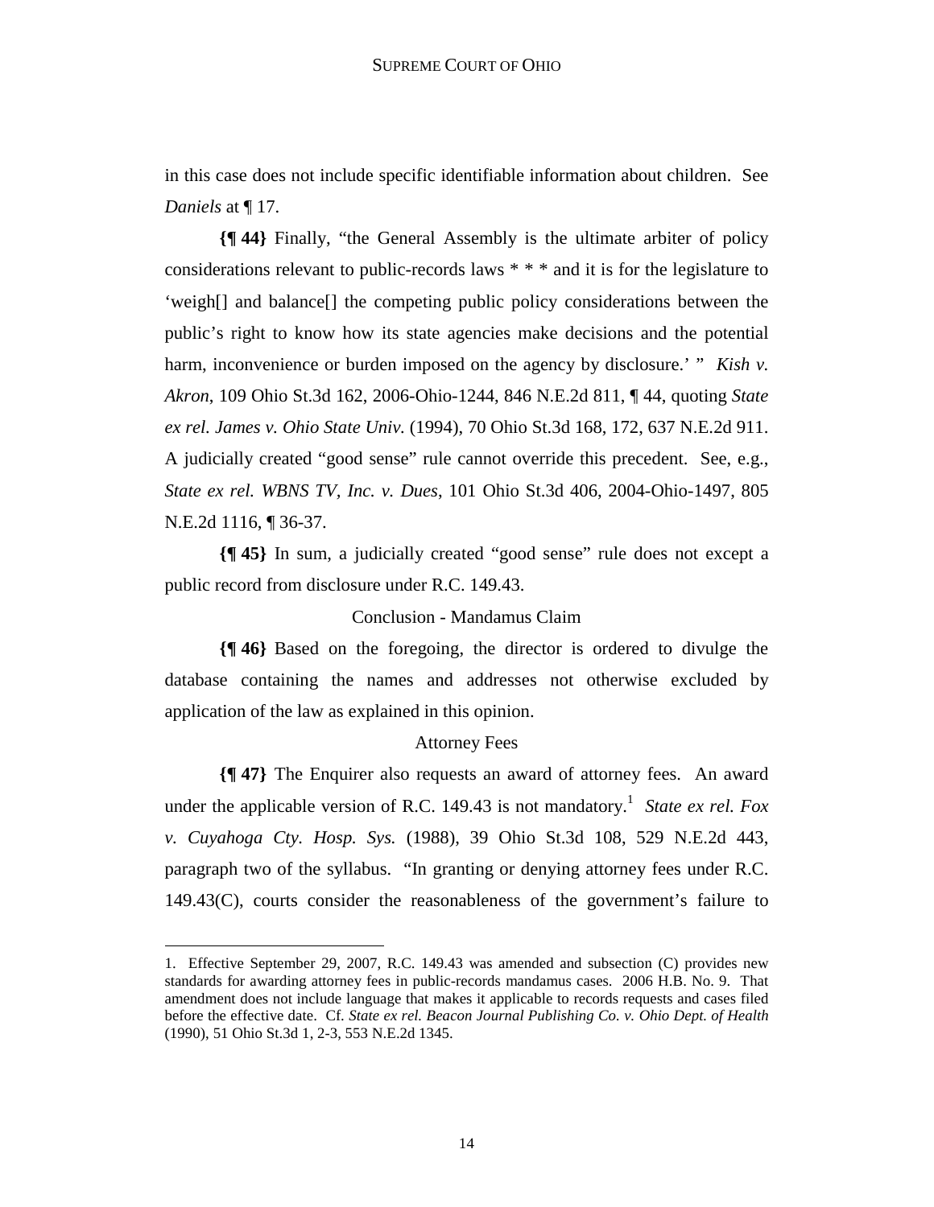in this case does not include specific identifiable information about children. See *Daniels* at ¶ 17.

**{¶ 44}** Finally, "the General Assembly is the ultimate arbiter of policy considerations relevant to public-records laws * * * and it is for the legislature to 'weigh[] and balance[] the competing public policy considerations between the public's right to know how its state agencies make decisions and the potential harm, inconvenience or burden imposed on the agency by disclosure.' " *Kish v. Akron*, 109 Ohio St.3d 162, 2006-Ohio-1244, 846 N.E.2d 811, ¶ 44, quoting *State ex rel. James v. Ohio State Univ.* (1994), 70 Ohio St.3d 168, 172, 637 N.E.2d 911. A judicially created "good sense" rule cannot override this precedent. See, e.g., *State ex rel. WBNS TV, Inc. v. Dues*, 101 Ohio St.3d 406, 2004-Ohio-1497, 805 N.E.2d 1116, ¶ 36-37.

**{¶ 45}** In sum, a judicially created "good sense" rule does not except a public record from disclosure under R.C. 149.43.

Conclusion - Mandamus Claim

**{¶ 46}** Based on the foregoing, the director is ordered to divulge the database containing the names and addresses not otherwise excluded by application of the law as explained in this opinion.

Attorney Fees

**{¶ 47}** The Enquirer also requests an award of attorney fees. An award under the applicable version of R.C. 149.43 is not mandatory.[1] *State ex rel. Fox v. Cuyahoga Cty. Hosp. Sys.* (1988), 39 Ohio St.3d 108, 529 N.E.2d 443, paragraph two of the syllabus. "In granting or denying attorney fees under R.C. 149.43(C), courts consider the reasonableness of the government's failure to

---

1. Effective September 29, 2007, R.C. 149.43 was amended and subsection (C) provides new standards for awarding attorney fees in public-records mandamus cases. 2006 H.B. No. 9. That amendment does not include language that makes it applicable to records requests and cases filed before the effective date. Cf. *State ex rel. Beacon Journal Publishing Co. v. Ohio Dept. of Health* (1990), 51 Ohio St.3d 1, 2-3, 553 N.E.2d 1345.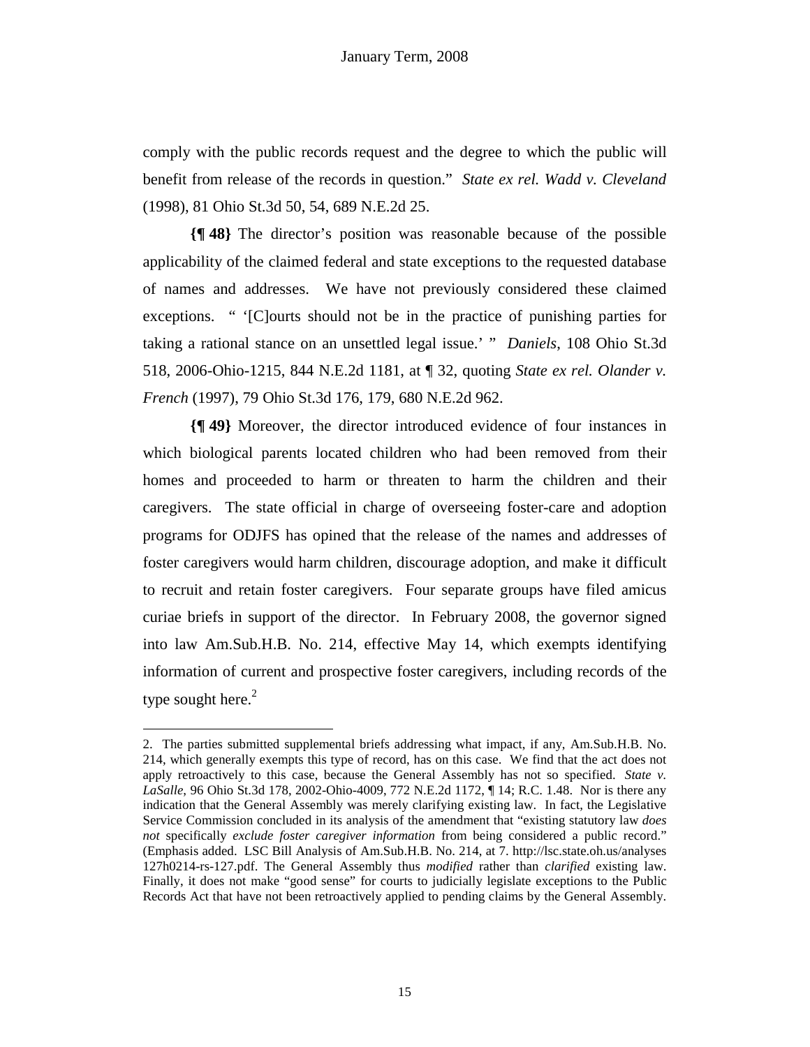comply with the public records request and the degree to which the public will benefit from release of the records in question." *State ex rel. Wadd v. Cleveland* (1998), 81 Ohio St.3d 50, 54, 689 N.E.2d 25.

**{¶ 48}** The director's position was reasonable because of the possible applicability of the claimed federal and state exceptions to the requested database of names and addresses. We have not previously considered these claimed exceptions. " '[C]ourts should not be in the practice of punishing parties for taking a rational stance on an unsettled legal issue.' " *Daniels*, 108 Ohio St.3d 518, 2006-Ohio-1215, 844 N.E.2d 1181, at ¶ 32, quoting *State ex rel. Olander v. French* (1997), 79 Ohio St.3d 176, 179, 680 N.E.2d 962.

**{¶ 49}** Moreover, the director introduced evidence of four instances in which biological parents located children who had been removed from their homes and proceeded to harm or threaten to harm the children and their caregivers. The state official in charge of overseeing foster-care and adoption programs for ODJFS has opined that the release of the names and addresses of foster caregivers would harm children, discourage adoption, and make it difficult to recruit and retain foster caregivers. Four separate groups have filed amicus curiae briefs in support of the director. In February 2008, the governor signed into law Am.Sub.H.B. No. 214, effective May 14, which exempts identifying information of current and prospective foster caregivers, including records of the type sought here.[2]

---

2. The parties submitted supplemental briefs addressing what impact, if any, Am.Sub.H.B. No. 214, which generally exempts this type of record, has on this case. We find that the act does not apply retroactively to this case, because the General Assembly has not so specified. *State v. LaSalle*, 96 Ohio St.3d 178, 2002-Ohio-4009, 772 N.E.2d 1172, ¶ 14; R.C. 1.48. Nor is there any indication that the General Assembly was merely clarifying existing law. In fact, the Legislative Service Commission concluded in its analysis of the amendment that "existing statutory law *does not* specifically *exclude foster caregiver information* from being considered a public record." (Emphasis added. LSC Bill Analysis of Am.Sub.H.B. No. 214, at 7. http://lsc.state.oh.us/analyses 127h0214-rs-127.pdf. The General Assembly thus *modified* rather than *clarified* existing law. Finally, it does not make "good sense" for courts to judicially legislate exceptions to the Public Records Act that have not been retroactively applied to pending claims by the General Assembly.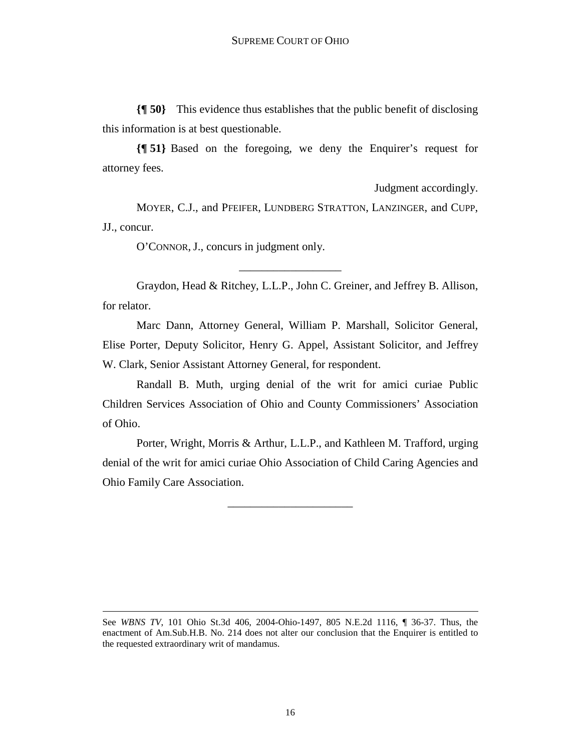**{¶ 50}** This evidence thus establishes that the public benefit of disclosing this information is at best questionable.

**{¶ 51}** Based on the foregoing, we deny the Enquirer's request for attorney fees.

Judgment accordingly.

MOYER, C.J., and PFEIFER, LUNDBERG STRATTON, LANZINGER, and CUPP, JJ., concur.

O'CONNOR, J., concurs in judgment only.

---

Graydon, Head & Ritchey, L.L.P., John C. Greiner, and Jeffrey B. Allison, for relator.

Marc Dann, Attorney General, William P. Marshall, Solicitor General, Elise Porter, Deputy Solicitor, Henry G. Appel, Assistant Solicitor, and Jeffrey W. Clark, Senior Assistant Attorney General, for respondent.

Randall B. Muth, urging denial of the writ for amici curiae Public Children Services Association of Ohio and County Commissioners' Association of Ohio.

Porter, Wright, Morris & Arthur, L.L.P., and Kathleen M. Trafford, urging denial of the writ for amici curiae Ohio Association of Child Caring Agencies and Ohio Family Care Association.

---

See *WBNS TV*, 101 Ohio St.3d 406, 2004-Ohio-1497, 805 N.E.2d 1116, ¶ 36-37. Thus, the enactment of Am.Sub.H.B. No. 214 does not alter our conclusion that the Enquirer is entitled to the requested extraordinary writ of mandamus.